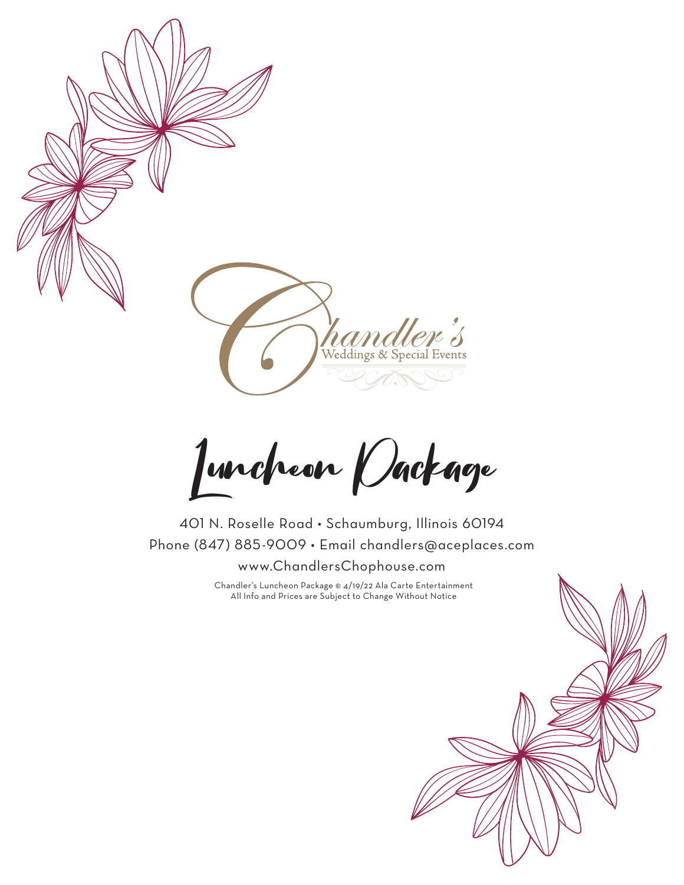Chandler's

Weddings & Special Events

# Luncheon Package

401 N. Roselle Road • Schaumburg, Illinois 60194

Phone (847) 885-9009 • Email chandlers@aceplaces.com

www.ChandlersChophouse.com

Chandler's Luncheon Package © 4/19/22 Ala Carte Entertainment

All Info and Prices are Subject to Change Without Notice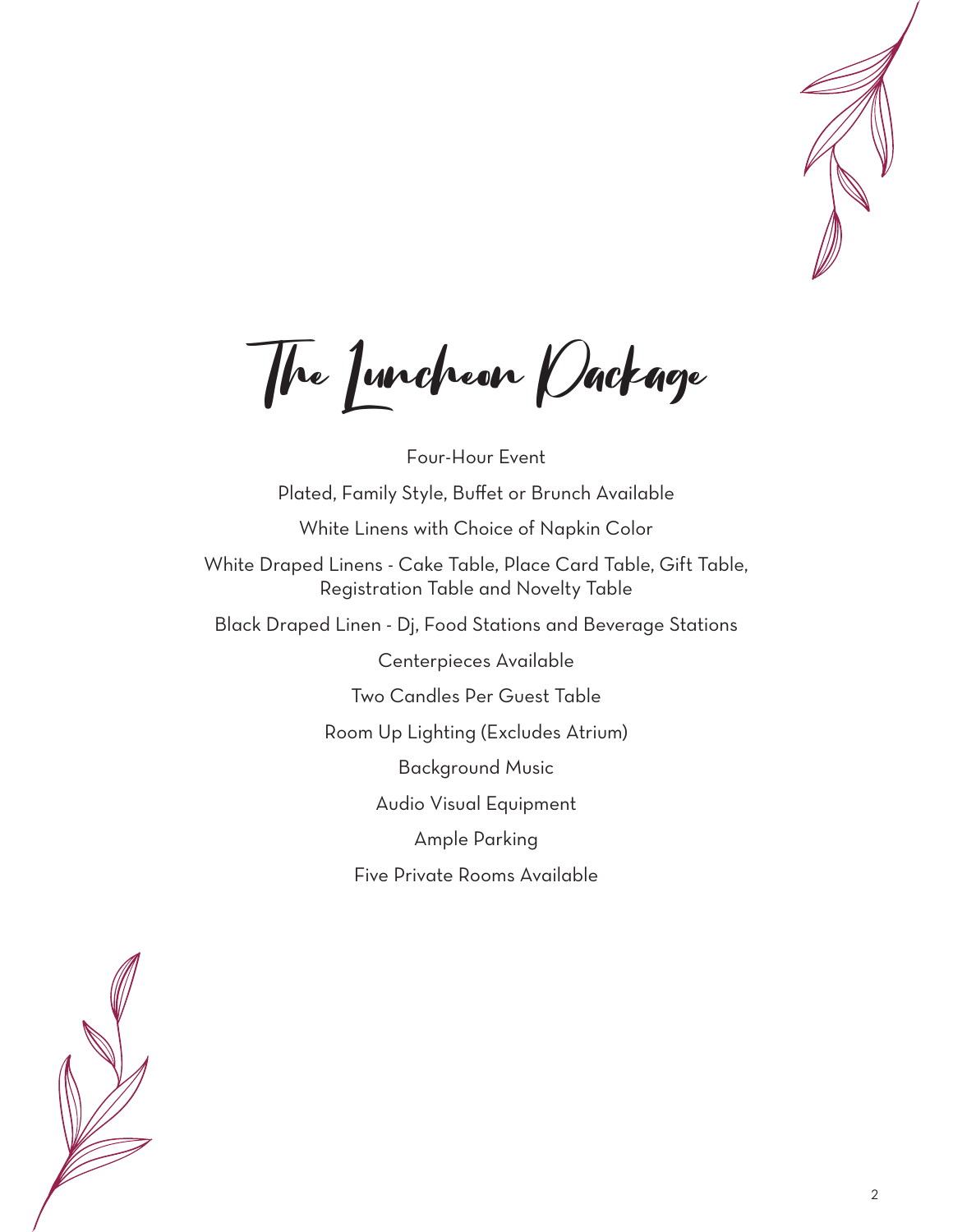# The Luncheon Package

Four-Hour Event

Plated, Family Style, Buffet or Brunch Available

White Linens with Choice of Napkin Color

White Draped Linens - Cake Table, Place Card Table, Gift Table, Registration Table and Novelty Table

Black Draped Linen - Dj, Food Stations and Beverage Stations

Centerpieces Available

Two Candles Per Guest Table

Room Up Lighting (Excludes Atrium)

Background Music

Audio Visual Equipment

Ample Parking

Five Private Rooms Available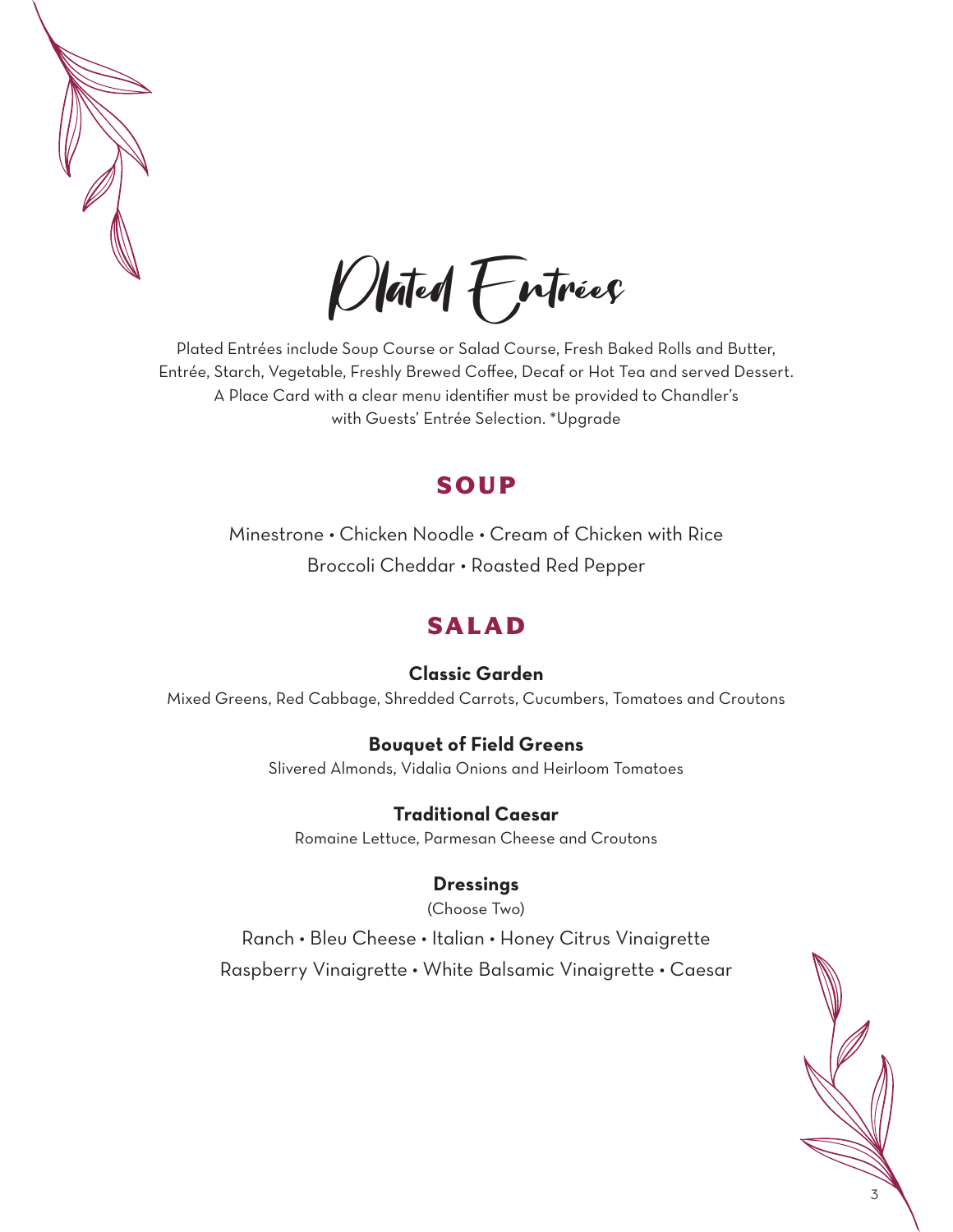# Plated Entrées

Plated Entrées include Soup Course or Salad Course, Fresh Baked Rolls and Butter, Entrée, Starch, Vegetable, Freshly Brewed Coffee, Decaf or Hot Tea and served Dessert. A Place Card with a clear menu identifier must be provided to Chandler's with Guests' Entrée Selection. *Upgrade

## SOUP

Minestrone • Chicken Noodle • Cream of Chicken with Rice
Broccoli Cheddar • Roasted Red Pepper

## SALAD

**Classic Garden**
Mixed Greens, Red Cabbage, Shredded Carrots, Cucumbers, Tomatoes and Croutons

**Bouquet of Field Greens**
Slivered Almonds, Vidalia Onions and Heirloom Tomatoes

**Traditional Caesar**
Romaine Lettuce, Parmesan Cheese and Croutons

**Dressings**
(Choose Two)

Ranch • Bleu Cheese • Italian • Honey Citrus Vinaigrette
Raspberry Vinaigrette • White Balsamic Vinaigrette • Caesar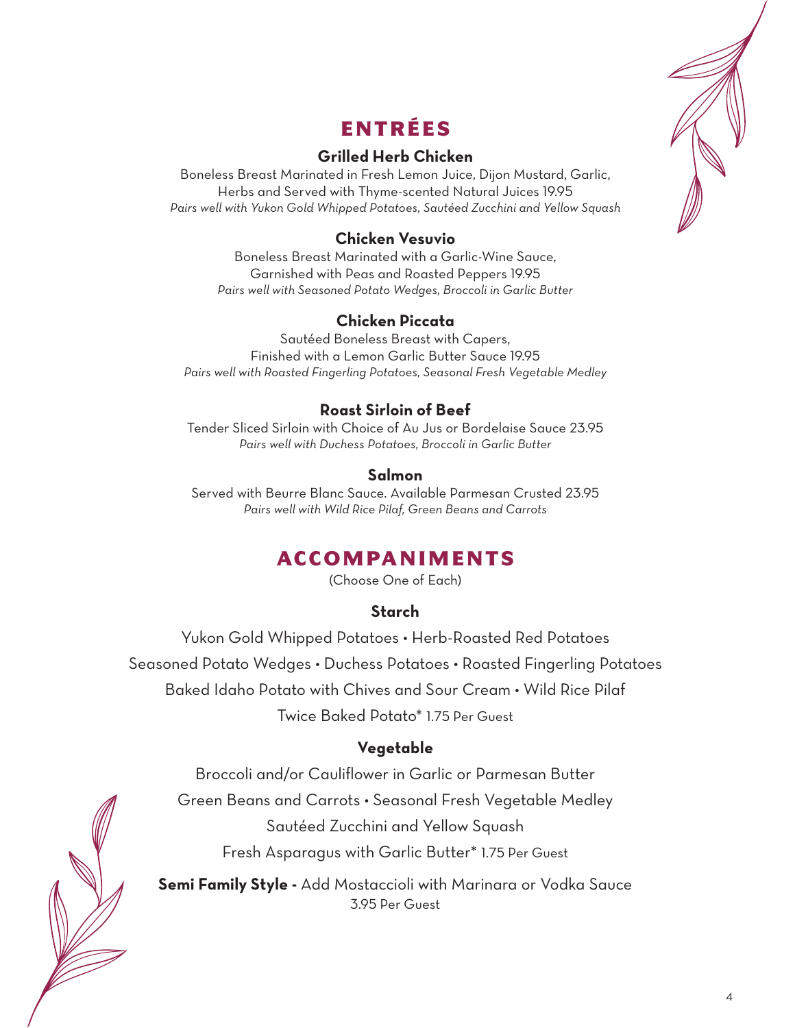# ENTRÉES

### Grilled Herb Chicken

Boneless Breast Marinated in Fresh Lemon Juice, Dijon Mustard, Garlic, Herbs and Served with Thyme-scented Natural Juices 19.95

*Pairs well with Yukon Gold Whipped Potatoes, Sautéed Zucchini and Yellow Squash*

### Chicken Vesuvio

Boneless Breast Marinated with a Garlic-Wine Sauce, Garnished with Peas and Roasted Peppers 19.95

*Pairs well with Seasoned Potato Wedges, Broccoli in Garlic Butter*

### Chicken Piccata

Sautéed Boneless Breast with Capers, Finished with a Lemon Garlic Butter Sauce 19.95

*Pairs well with Roasted Fingerling Potatoes, Seasonal Fresh Vegetable Medley*

### Roast Sirloin of Beef

Tender Sliced Sirloin with Choice of Au Jus or Bordelaise Sauce 23.95

*Pairs well with Duchess Potatoes, Broccoli in Garlic Butter*

### Salmon

Served with Beurre Blanc Sauce. Available Parmesan Crusted 23.95

*Pairs well with Wild Rice Pilaf, Green Beans and Carrots*

# ACCOMPANIMENTS

(Choose One of Each)

### Starch

Yukon Gold Whipped Potatoes • Herb-Roasted Red Potatoes

Seasoned Potato Wedges • Duchess Potatoes • Roasted Fingerling Potatoes

Baked Idaho Potato with Chives and Sour Cream • Wild Rice Pilaf

Twice Baked Potato* 1.75 Per Guest

### Vegetable

Broccoli and/or Cauliflower in Garlic or Parmesan Butter

Green Beans and Carrots • Seasonal Fresh Vegetable Medley

Sautéed Zucchini and Yellow Squash

Fresh Asparagus with Garlic Butter* 1.75 Per Guest

**Semi Family Style -** Add Mostaccioli with Marinara or Vodka Sauce 3.95 Per Guest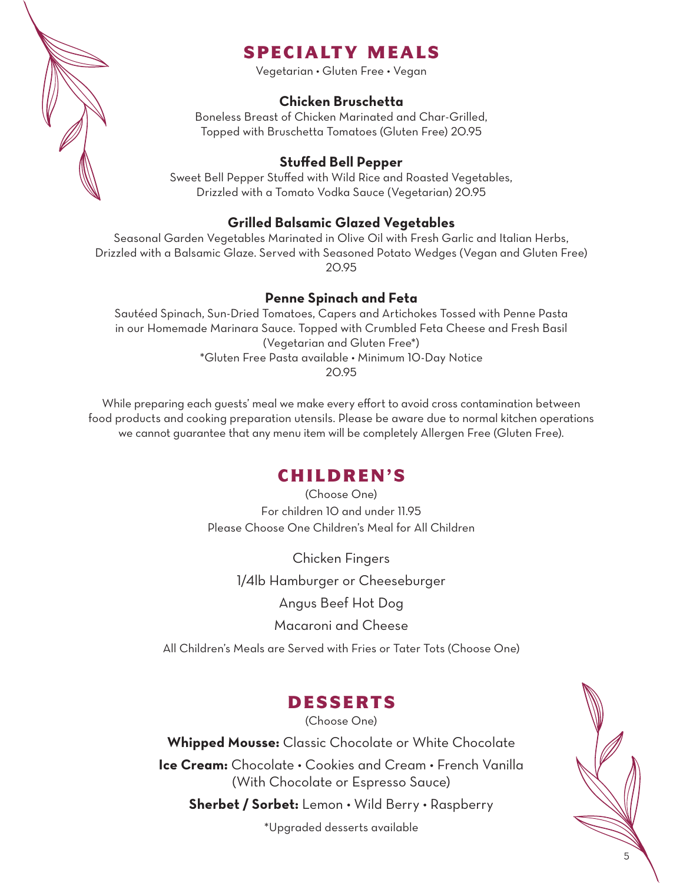# SPECIALTY MEALS

Vegetarian • Gluten Free • Vegan

**Chicken Bruschetta**

Boneless Breast of Chicken Marinated and Char-Grilled, Topped with Bruschetta Tomatoes (Gluten Free) 20.95

**Stuffed Bell Pepper**

Sweet Bell Pepper Stuffed with Wild Rice and Roasted Vegetables, Drizzled with a Tomato Vodka Sauce (Vegetarian) 20.95

**Grilled Balsamic Glazed Vegetables**

Seasonal Garden Vegetables Marinated in Olive Oil with Fresh Garlic and Italian Herbs, Drizzled with a Balsamic Glaze. Served with Seasoned Potato Wedges (Vegan and Gluten Free) 20.95

**Penne Spinach and Feta**

Sautéed Spinach, Sun-Dried Tomatoes, Capers and Artichokes Tossed with Penne Pasta in our Homemade Marinara Sauce. Topped with Crumbled Feta Cheese and Fresh Basil (Vegetarian and Gluten Free*)

*Gluten Free Pasta available • Minimum 10-Day Notice

20.95

While preparing each guests' meal we make every effort to avoid cross contamination between food products and cooking preparation utensils. Please be aware due to normal kitchen operations we cannot guarantee that any menu item will be completely Allergen Free (Gluten Free).

# CHILDREN'S

(Choose One)

For children 10 and under 11.95

Please Choose One Children's Meal for All Children

Chicken Fingers

1/4lb Hamburger or Cheeseburger

Angus Beef Hot Dog

Macaroni and Cheese

All Children's Meals are Served with Fries or Tater Tots (Choose One)

# DESSERTS

(Choose One)

**Whipped Mousse:** Classic Chocolate or White Chocolate

**Ice Cream:** Chocolate • Cookies and Cream • French Vanilla (With Chocolate or Espresso Sauce)

**Sherbet / Sorbet:** Lemon • Wild Berry • Raspberry

*Upgraded desserts available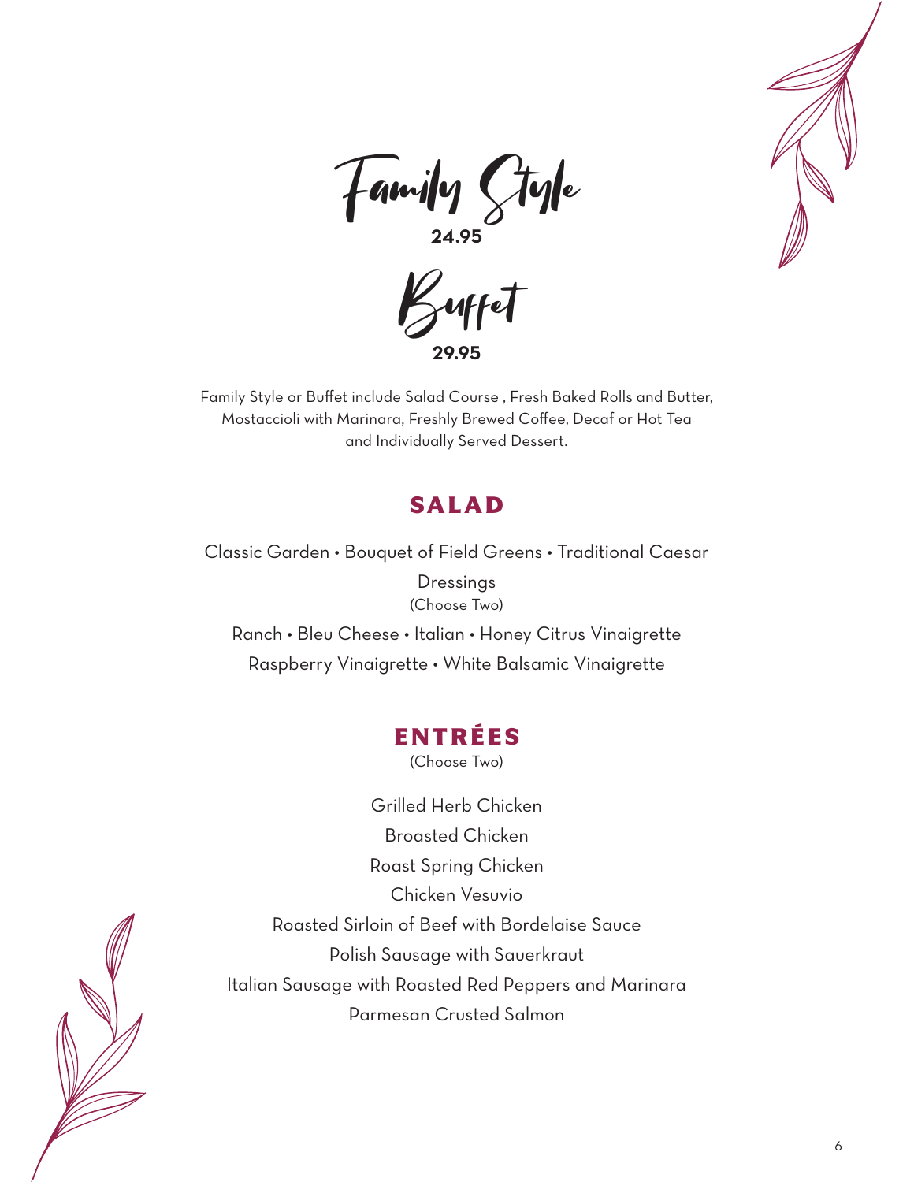# Family Style

**24.95**

# Buffet

**29.95**

Family Style or Buffet include Salad Course , Fresh Baked Rolls and Butter,
Mostaccioli with Marinara, Freshly Brewed Coffee, Decaf or Hot Tea
and Individually Served Dessert.

## SALAD

Classic Garden • Bouquet of Field Greens • Traditional Caesar

Dressings
(Choose Two)

Ranch • Bleu Cheese • Italian • Honey Citrus Vinaigrette
Raspberry Vinaigrette • White Balsamic Vinaigrette

## ENTRÉES

(Choose Two)

Grilled Herb Chicken
Broasted Chicken
Roast Spring Chicken
Chicken Vesuvio
Roasted Sirloin of Beef with Bordelaise Sauce
Polish Sausage with Sauerkraut
Italian Sausage with Roasted Red Peppers and Marinara
Parmesan Crusted Salmon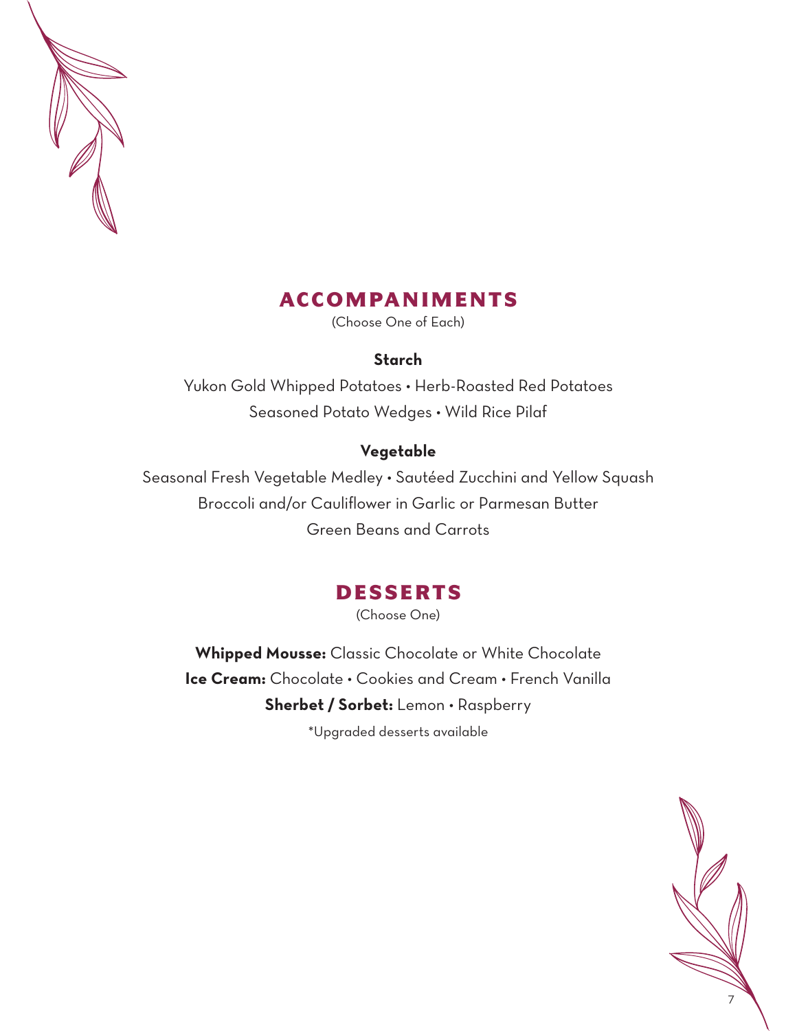## ACCOMPANIMENTS

(Choose One of Each)

### Starch

Yukon Gold Whipped Potatoes • Herb-Roasted Red Potatoes
Seasoned Potato Wedges • Wild Rice Pilaf

### Vegetable

Seasonal Fresh Vegetable Medley • Sautéed Zucchini and Yellow Squash
Broccoli and/or Cauliflower in Garlic or Parmesan Butter
Green Beans and Carrots

## DESSERTS

(Choose One)

**Whipped Mousse:** Classic Chocolate or White Chocolate
**Ice Cream:** Chocolate • Cookies and Cream • French Vanilla
**Sherbet / Sorbet:** Lemon • Raspberry

*Upgraded desserts available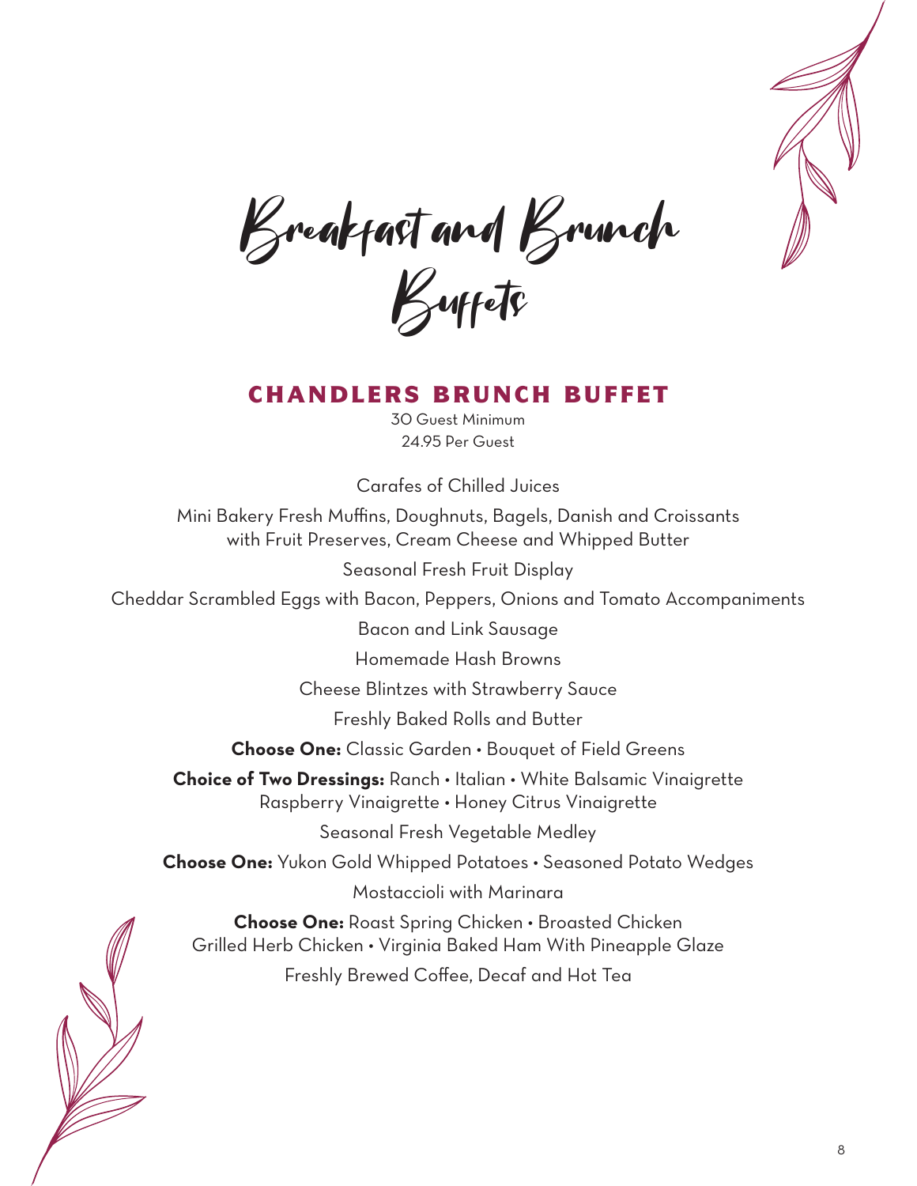# Breakfast and Brunch Buffets

## CHANDLERS BRUNCH BUFFET

30 Guest Minimum
24.95 Per Guest

Carafes of Chilled Juices

Mini Bakery Fresh Muffins, Doughnuts, Bagels, Danish and Croissants with Fruit Preserves, Cream Cheese and Whipped Butter

Seasonal Fresh Fruit Display

Cheddar Scrambled Eggs with Bacon, Peppers, Onions and Tomato Accompaniments

Bacon and Link Sausage

Homemade Hash Browns

Cheese Blintzes with Strawberry Sauce

Freshly Baked Rolls and Butter

**Choose One:** Classic Garden • Bouquet of Field Greens

**Choice of Two Dressings:** Ranch • Italian • White Balsamic Vinaigrette
Raspberry Vinaigrette • Honey Citrus Vinaigrette

Seasonal Fresh Vegetable Medley

**Choose One:** Yukon Gold Whipped Potatoes • Seasoned Potato Wedges

Mostaccioli with Marinara

**Choose One:** Roast Spring Chicken • Broasted Chicken
Grilled Herb Chicken • Virginia Baked Ham With Pineapple Glaze

Freshly Brewed Coffee, Decaf and Hot Tea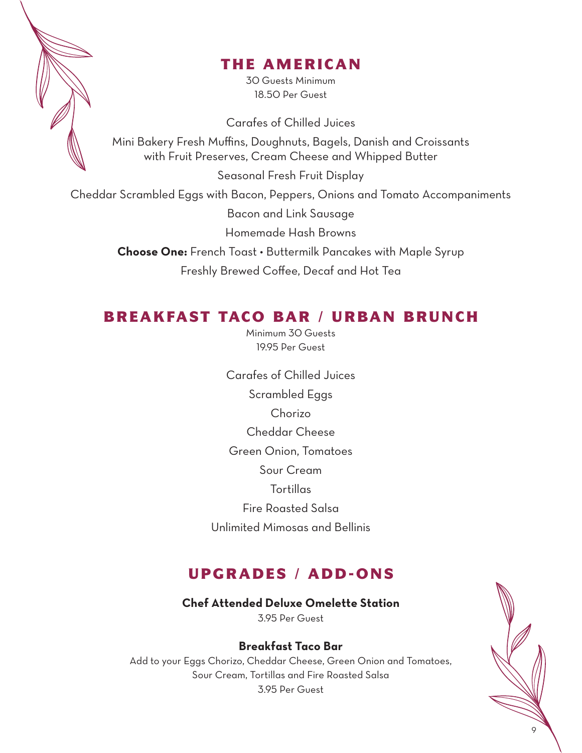## THE AMERICAN

30 Guests Minimum
18.50 Per Guest

Carafes of Chilled Juices

Mini Bakery Fresh Muffins, Doughnuts, Bagels, Danish and Croissants with Fruit Preserves, Cream Cheese and Whipped Butter

Seasonal Fresh Fruit Display

Cheddar Scrambled Eggs with Bacon, Peppers, Onions and Tomato Accompaniments

Bacon and Link Sausage

Homemade Hash Browns

**Choose One:** French Toast • Buttermilk Pancakes with Maple Syrup

Freshly Brewed Coffee, Decaf and Hot Tea

## BREAKFAST TACO BAR / URBAN BRUNCH

Minimum 30 Guests
19.95 Per Guest

Carafes of Chilled Juices

Scrambled Eggs

Chorizo

Cheddar Cheese

Green Onion, Tomatoes

Sour Cream

Tortillas

Fire Roasted Salsa

Unlimited Mimosas and Bellinis

## UPGRADES / ADD-ONS

**Chef Attended Deluxe Omelette Station**
3.95 Per Guest

**Breakfast Taco Bar**
Add to your Eggs Chorizo, Cheddar Cheese, Green Onion and Tomatoes, Sour Cream, Tortillas and Fire Roasted Salsa
3.95 Per Guest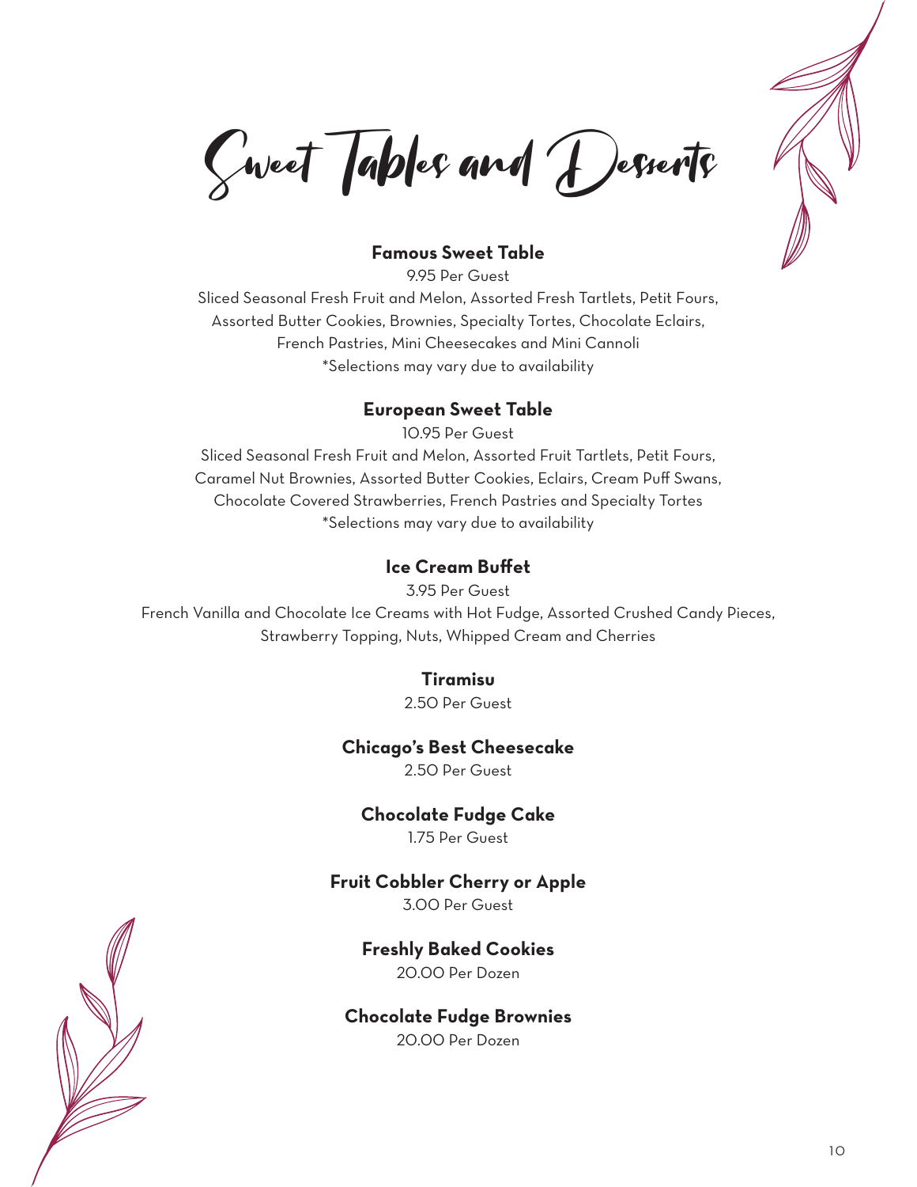# Sweet Tables and Desserts

### Famous Sweet Table

9.95 Per Guest

Sliced Seasonal Fresh Fruit and Melon, Assorted Fresh Tartlets, Petit Fours, Assorted Butter Cookies, Brownies, Specialty Tortes, Chocolate Eclairs, French Pastries, Mini Cheesecakes and Mini Cannoli

*Selections may vary due to availability

### European Sweet Table

10.95 Per Guest

Sliced Seasonal Fresh Fruit and Melon, Assorted Fruit Tartlets, Petit Fours, Caramel Nut Brownies, Assorted Butter Cookies, Eclairs, Cream Puff Swans, Chocolate Covered Strawberries, French Pastries and Specialty Tortes

*Selections may vary due to availability

### Ice Cream Buffet

3.95 Per Guest

French Vanilla and Chocolate Ice Creams with Hot Fudge, Assorted Crushed Candy Pieces, Strawberry Topping, Nuts, Whipped Cream and Cherries

### Tiramisu

2.50 Per Guest

### Chicago's Best Cheesecake

2.50 Per Guest

### Chocolate Fudge Cake

1.75 Per Guest

### Fruit Cobbler Cherry or Apple

3.00 Per Guest

### Freshly Baked Cookies

20.00 Per Dozen

### Chocolate Fudge Brownies

20.00 Per Dozen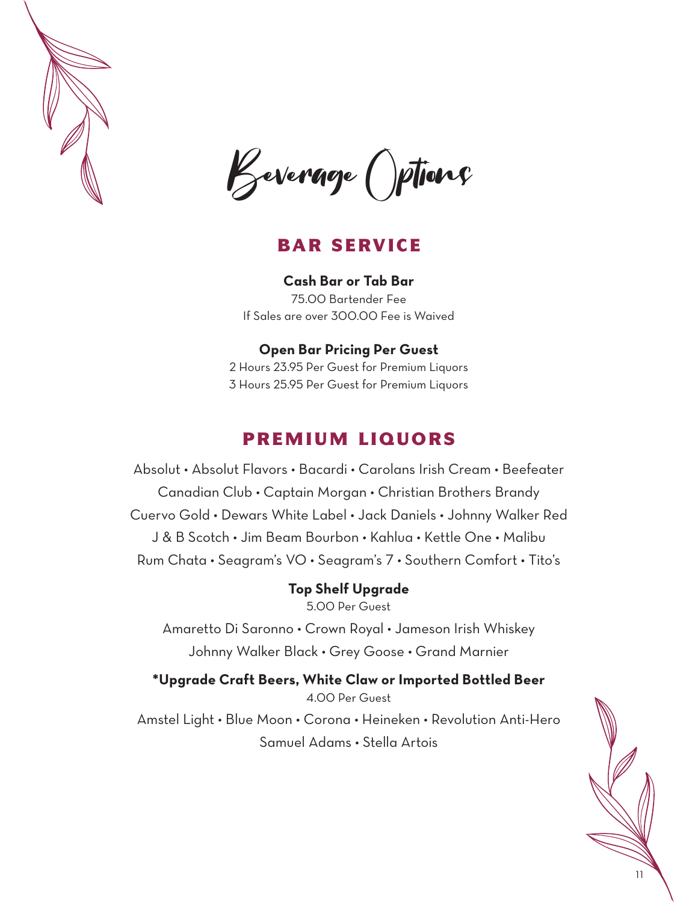# Beverage Options

## BAR SERVICE

**Cash Bar or Tab Bar**

75.00 Bartender Fee
If Sales are over 300.00 Fee is Waived

**Open Bar Pricing Per Guest**

2 Hours 23.95 Per Guest for Premium Liquors
3 Hours 25.95 Per Guest for Premium Liquors

## PREMIUM LIQUORS

Absolut • Absolut Flavors • Bacardi • Carolans Irish Cream • Beefeater
Canadian Club • Captain Morgan • Christian Brothers Brandy
Cuervo Gold • Dewars White Label • Jack Daniels • Johnny Walker Red
J & B Scotch • Jim Beam Bourbon • Kahlua • Kettle One • Malibu
Rum Chata • Seagram's VO • Seagram's 7 • Southern Comfort • Tito's

**Top Shelf Upgrade**

5.00 Per Guest

Amaretto Di Saronno • Crown Royal • Jameson Irish Whiskey
Johnny Walker Black • Grey Goose • Grand Marnier

**\*Upgrade Craft Beers, White Claw or Imported Bottled Beer**

4.00 Per Guest

Amstel Light • Blue Moon • Corona • Heineken • Revolution Anti-Hero
Samuel Adams • Stella Artois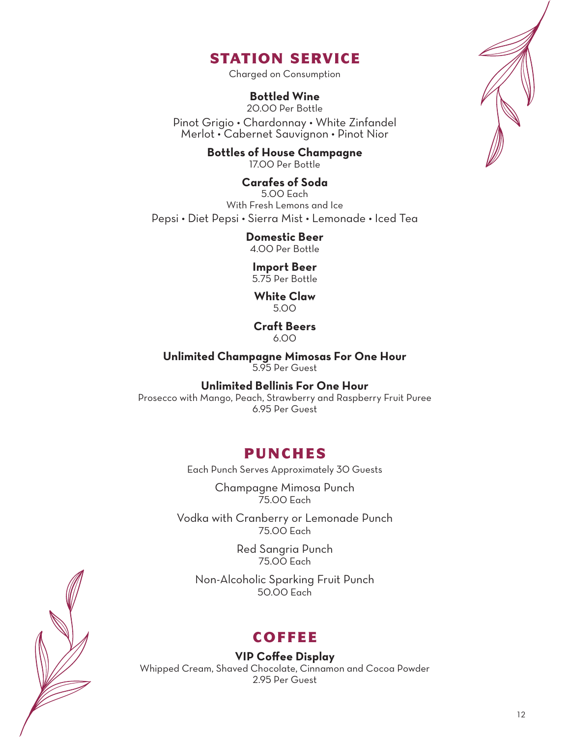## STATION SERVICE

Charged on Consumption

**Bottled Wine**
20.00 Per Bottle
Pinot Grigio • Chardonnay • White Zinfandel
Merlot • Cabernet Sauvignon • Pinot Nior

**Bottles of House Champagne**
17.00 Per Bottle

**Carafes of Soda**
5.00 Each
With Fresh Lemons and Ice
Pepsi • Diet Pepsi • Sierra Mist • Lemonade • Iced Tea

**Domestic Beer**
4.00 Per Bottle

**Import Beer**
5.75 Per Bottle

**White Claw**
5.00

**Craft Beers**
6.00

**Unlimited Champagne Mimosas For One Hour**
5.95 Per Guest

**Unlimited Bellinis For One Hour**
Prosecco with Mango, Peach, Strawberry and Raspberry Fruit Puree
6.95 Per Guest

## PUNCHES

Each Punch Serves Approximately 30 Guests

Champagne Mimosa Punch
75.00 Each

Vodka with Cranberry or Lemonade Punch
75.00 Each

Red Sangria Punch
75.00 Each

Non-Alcoholic Sparking Fruit Punch
50.00 Each

## COFFEE

**VIP Coffee Display**
Whipped Cream, Shaved Chocolate, Cinnamon and Cocoa Powder
2.95 Per Guest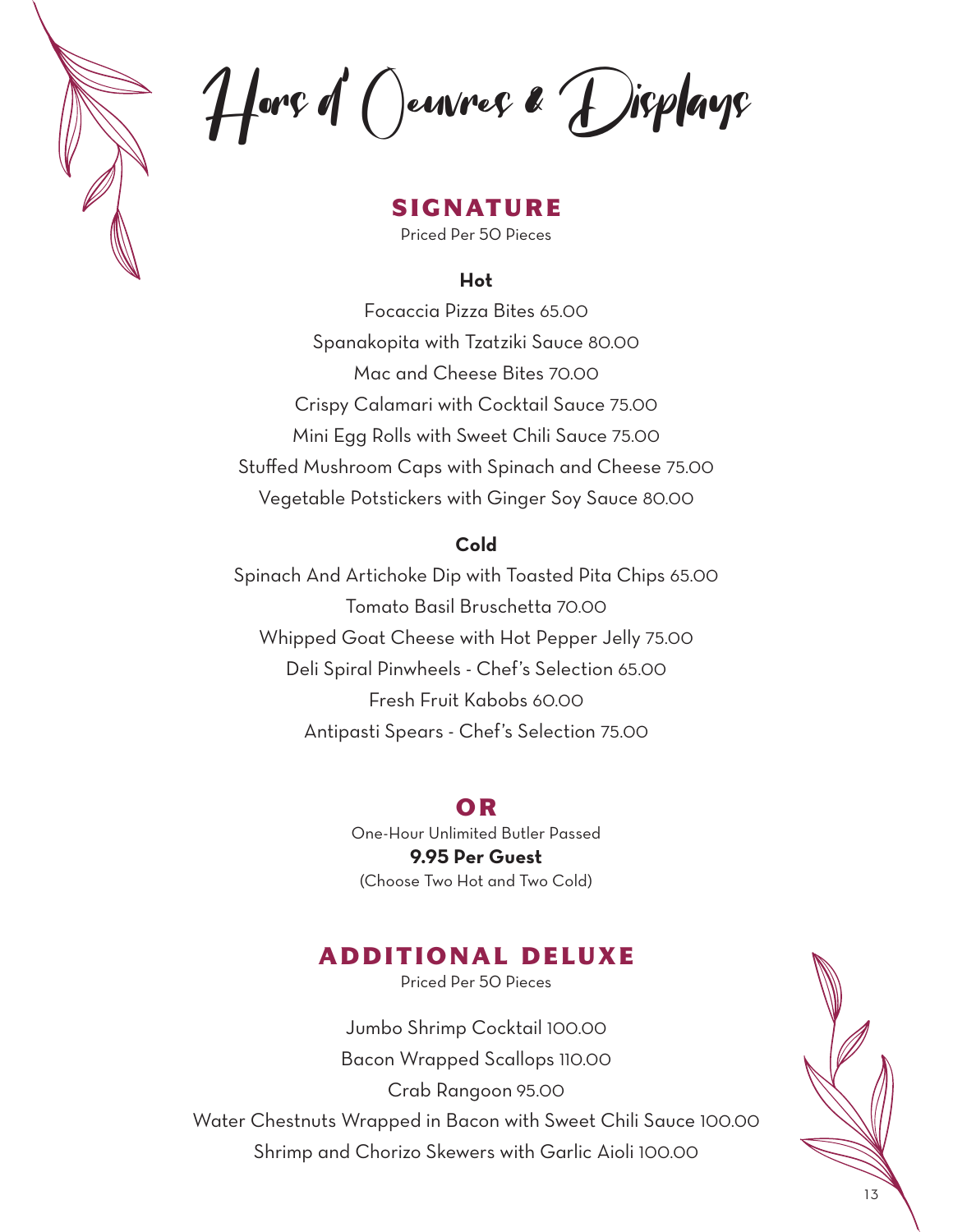# Hors d' Oeuvres & Displays

## SIGNATURE

Priced Per 50 Pieces

### Hot

Focaccia Pizza Bites 65.00

Spanakopita with Tzatziki Sauce 80.00

Mac and Cheese Bites 70.00

Crispy Calamari with Cocktail Sauce 75.00

Mini Egg Rolls with Sweet Chili Sauce 75.00

Stuffed Mushroom Caps with Spinach and Cheese 75.00

Vegetable Potstickers with Ginger Soy Sauce 80.00

### Cold

Spinach And Artichoke Dip with Toasted Pita Chips 65.00

Tomato Basil Bruschetta 70.00

Whipped Goat Cheese with Hot Pepper Jelly 75.00

Deli Spiral Pinwheels - Chef's Selection 65.00

Fresh Fruit Kabobs 60.00

Antipasti Spears - Chef's Selection 75.00

## OR

One-Hour Unlimited Butler Passed

**9.95 Per Guest**

(Choose Two Hot and Two Cold)

## ADDITIONAL DELUXE

Priced Per 50 Pieces

Jumbo Shrimp Cocktail 100.00

Bacon Wrapped Scallops 110.00

Crab Rangoon 95.00

Water Chestnuts Wrapped in Bacon with Sweet Chili Sauce 100.00

Shrimp and Chorizo Skewers with Garlic Aioli 100.00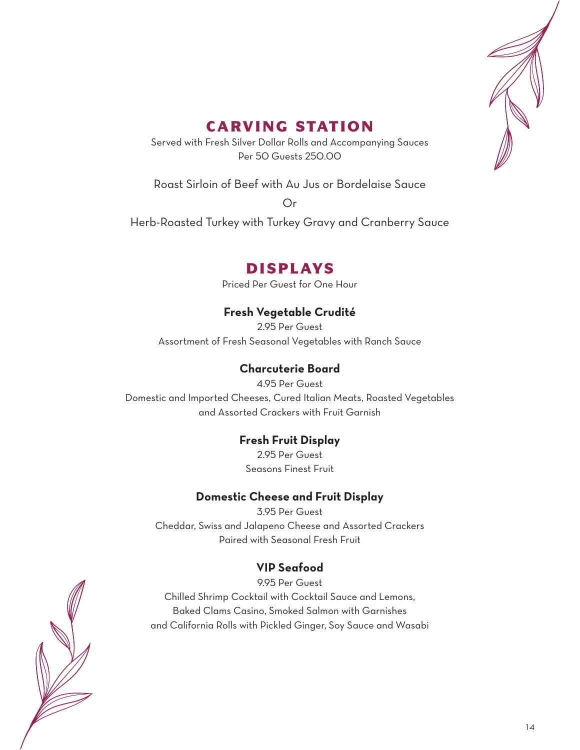## CARVING STATION

Served with Fresh Silver Dollar Rolls and Accompanying Sauces
Per 50 Guests 250.00

Roast Sirloin of Beef with Au Jus or Bordelaise Sauce

Or

Herb-Roasted Turkey with Turkey Gravy and Cranberry Sauce

## DISPLAYS

Priced Per Guest for One Hour

### Fresh Vegetable Crudité

2.95 Per Guest
Assortment of Fresh Seasonal Vegetables with Ranch Sauce

### Charcuterie Board

4.95 Per Guest
Domestic and Imported Cheeses, Cured Italian Meats, Roasted Vegetables and Assorted Crackers with Fruit Garnish

### Fresh Fruit Display

2.95 Per Guest
Seasons Finest Fruit

### Domestic Cheese and Fruit Display

3.95 Per Guest
Cheddar, Swiss and Jalapeno Cheese and Assorted Crackers Paired with Seasonal Fresh Fruit

### VIP Seafood

9.95 Per Guest
Chilled Shrimp Cocktail with Cocktail Sauce and Lemons, Baked Clams Casino, Smoked Salmon with Garnishes and California Rolls with Pickled Ginger, Soy Sauce and Wasabi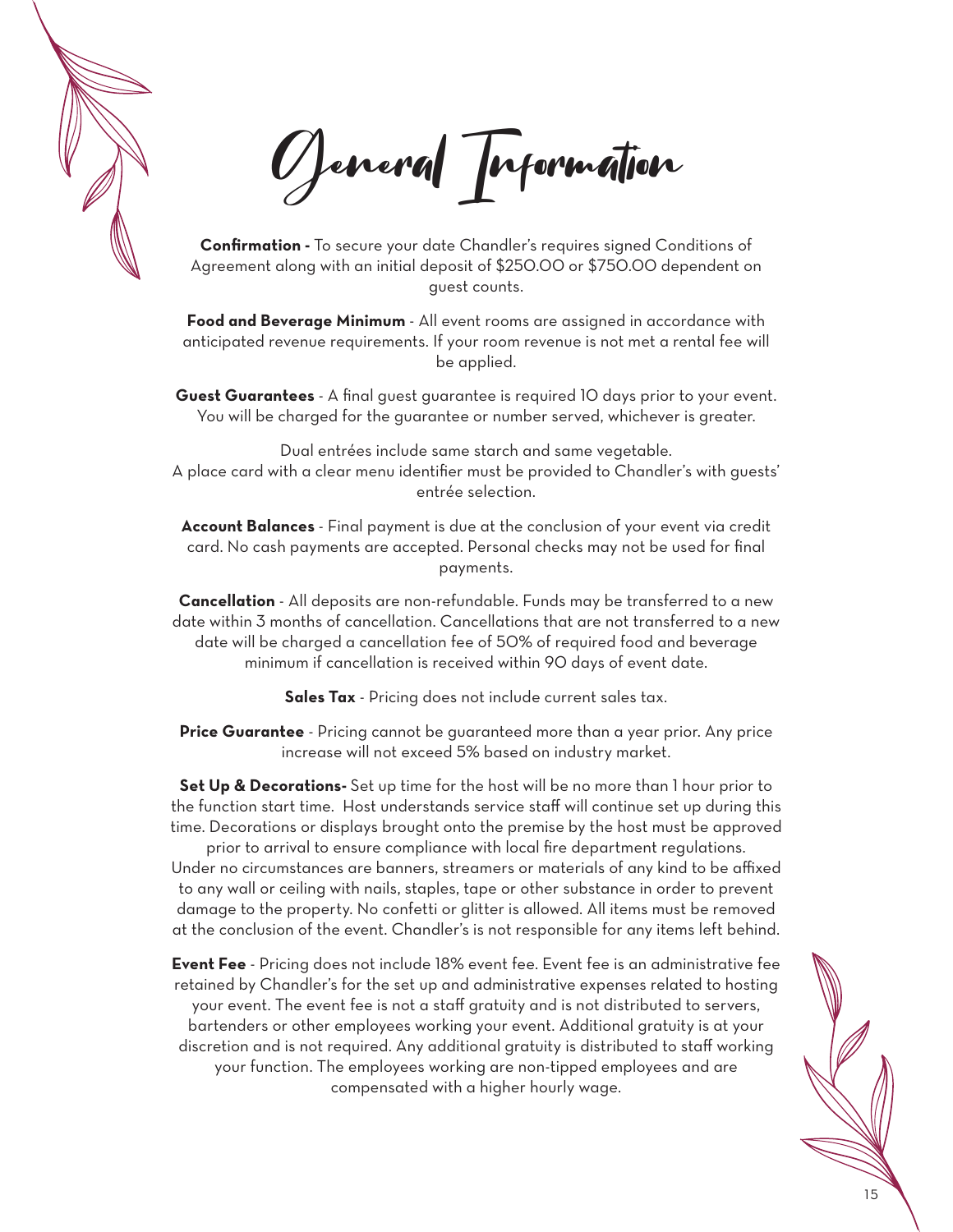# General Information

**Confirmation -** To secure your date Chandler's requires signed Conditions of Agreement along with an initial deposit of $250.00 or $750.00 dependent on guest counts.

**Food and Beverage Minimum** - All event rooms are assigned in accordance with anticipated revenue requirements. If your room revenue is not met a rental fee will be applied.

**Guest Guarantees** - A final guest guarantee is required 10 days prior to your event. You will be charged for the guarantee or number served, whichever is greater.

Dual entrées include same starch and same vegetable.
A place card with a clear menu identifier must be provided to Chandler's with guests' entrée selection.

**Account Balances** - Final payment is due at the conclusion of your event via credit card. No cash payments are accepted. Personal checks may not be used for final payments.

**Cancellation** - All deposits are non-refundable. Funds may be transferred to a new date within 3 months of cancellation. Cancellations that are not transferred to a new date will be charged a cancellation fee of 50% of required food and beverage minimum if cancellation is received within 90 days of event date.

**Sales Tax** - Pricing does not include current sales tax.

**Price Guarantee** - Pricing cannot be guaranteed more than a year prior. Any price increase will not exceed 5% based on industry market.

**Set Up & Decorations-** Set up time for the host will be no more than 1 hour prior to the function start time. Host understands service staff will continue set up during this time. Decorations or displays brought onto the premise by the host must be approved prior to arrival to ensure compliance with local fire department regulations. Under no circumstances are banners, streamers or materials of any kind to be affixed to any wall or ceiling with nails, staples, tape or other substance in order to prevent damage to the property. No confetti or glitter is allowed. All items must be removed at the conclusion of the event. Chandler's is not responsible for any items left behind.

**Event Fee** - Pricing does not include 18% event fee. Event fee is an administrative fee retained by Chandler's for the set up and administrative expenses related to hosting your event. The event fee is not a staff gratuity and is not distributed to servers, bartenders or other employees working your event. Additional gratuity is at your discretion and is not required. Any additional gratuity is distributed to staff working your function. The employees working are non-tipped employees and are compensated with a higher hourly wage.